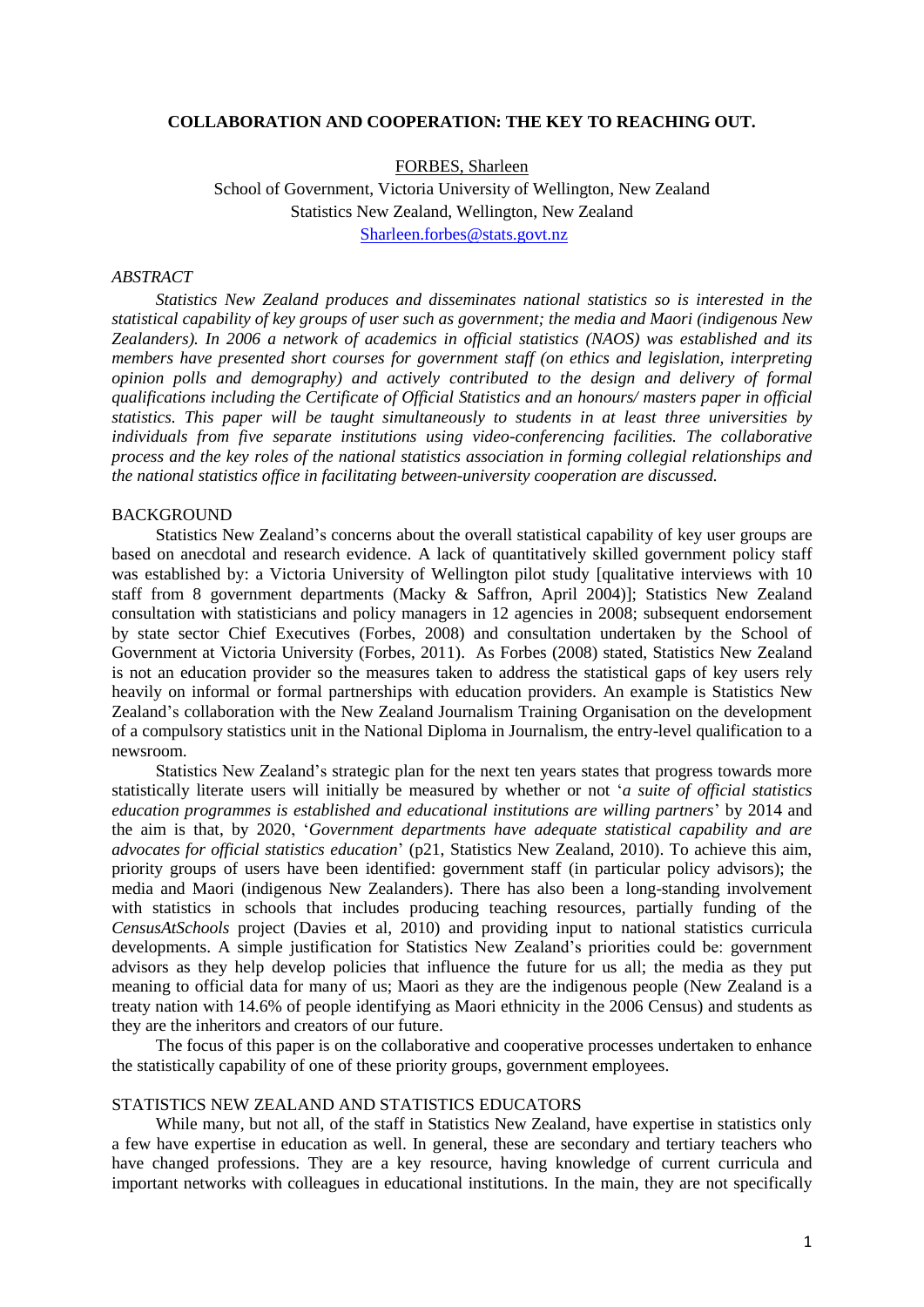# COLLABORATION AND COOPERATION: THE KEY TO REACHING OUT.

FORBES, Sharleen

School of Government, Victoria University of Wellington, New Zealand
Statistics New Zealand, Wellington, New Zealand
Sharleen.forbes@stats.govt.nz

*ABSTRACT*

*Statistics New Zealand produces and disseminates national statistics so is interested in the statistical capability of key groups of user such as government; the media and Maori (indigenous New Zealanders). In 2006 a network of academics in official statistics (NAOS) was established and its members have presented short courses for government staff (on ethics and legislation, interpreting opinion polls and demography) and actively contributed to the design and delivery of formal qualifications including the Certificate of Official Statistics and an honours/ masters paper in official statistics. This paper will be taught simultaneously to students in at least three universities by individuals from five separate institutions using video-conferencing facilities. The collaborative process and the key roles of the national statistics association in forming collegial relationships and the national statistics office in facilitating between-university cooperation are discussed.*

## BACKGROUND

Statistics New Zealand's concerns about the overall statistical capability of key user groups are based on anecdotal and research evidence. A lack of quantitatively skilled government policy staff was established by: a Victoria University of Wellington pilot study [qualitative interviews with 10 staff from 8 government departments (Macky & Saffron, April 2004)]; Statistics New Zealand consultation with statisticians and policy managers in 12 agencies in 2008; subsequent endorsement by state sector Chief Executives (Forbes, 2008) and consultation undertaken by the School of Government at Victoria University (Forbes, 2011). As Forbes (2008) stated, Statistics New Zealand is not an education provider so the measures taken to address the statistical gaps of key users rely heavily on informal or formal partnerships with education providers. An example is Statistics New Zealand's collaboration with the New Zealand Journalism Training Organisation on the development of a compulsory statistics unit in the National Diploma in Journalism, the entry-level qualification to a newsroom.

Statistics New Zealand's strategic plan for the next ten years states that progress towards more statistically literate users will initially be measured by whether or not '*a suite of official statistics education programmes is established and educational institutions are willing partners*' by 2014 and the aim is that, by 2020, '*Government departments have adequate statistical capability and are advocates for official statistics education*' (p21, Statistics New Zealand, 2010). To achieve this aim, priority groups of users have been identified: government staff (in particular policy advisors); the media and Maori (indigenous New Zealanders). There has also been a long-standing involvement with statistics in schools that includes producing teaching resources, partially funding of the *CensusAtSchools* project (Davies et al, 2010) and providing input to national statistics curricula developments. A simple justification for Statistics New Zealand's priorities could be: government advisors as they help develop policies that influence the future for us all; the media as they put meaning to official data for many of us; Maori as they are the indigenous people (New Zealand is a treaty nation with 14.6% of people identifying as Maori ethnicity in the 2006 Census) and students as they are the inheritors and creators of our future.

The focus of this paper is on the collaborative and cooperative processes undertaken to enhance the statistically capability of one of these priority groups, government employees.

## STATISTICS NEW ZEALAND AND STATISTICS EDUCATORS

While many, but not all, of the staff in Statistics New Zealand, have expertise in statistics only a few have expertise in education as well. In general, these are secondary and tertiary teachers who have changed professions. They are a key resource, having knowledge of current curricula and important networks with colleagues in educational institutions. In the main, they are not specifically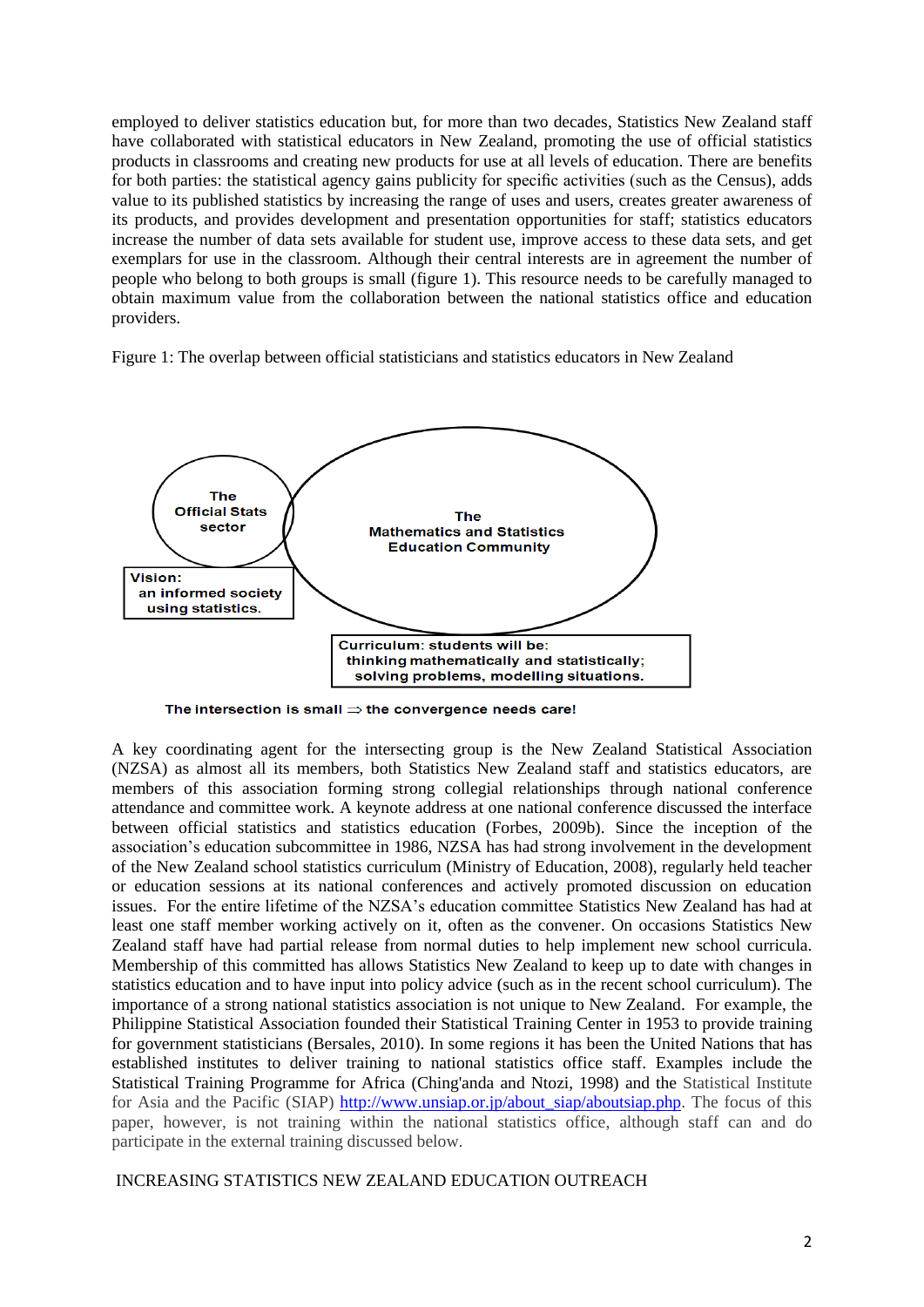employed to deliver statistics education but, for more than two decades, Statistics New Zealand staff have collaborated with statistical educators in New Zealand, promoting the use of official statistics products in classrooms and creating new products for use at all levels of education. There are benefits for both parties: the statistical agency gains publicity for specific activities (such as the Census), adds value to its published statistics by increasing the range of uses and users, creates greater awareness of its products, and provides development and presentation opportunities for staff; statistics educators increase the number of data sets available for student use, improve access to these data sets, and get exemplars for use in the classroom. Although their central interests are in agreement the number of people who belong to both groups is small (figure 1). This resource needs to be carefully managed to obtain maximum value from the collaboration between the national statistics office and education providers.

Figure 1: The overlap between official statisticians and statistics educators in New Zealand

**The Official Stats sector**

**Vision: an informed society using statistics.**

**The Mathematics and Statistics Education Community**

**Curriculum: students will be: thinking mathematically and statistically; solving problems, modelling situations.**

**The intersection is small ⇒ the convergence needs care!**

A key coordinating agent for the intersecting group is the New Zealand Statistical Association (NZSA) as almost all its members, both Statistics New Zealand staff and statistics educators, are members of this association forming strong collegial relationships through national conference attendance and committee work. A keynote address at one national conference discussed the interface between official statistics and statistics education (Forbes, 2009b). Since the inception of the association's education subcommittee in 1986, NZSA has had strong involvement in the development of the New Zealand school statistics curriculum (Ministry of Education, 2008), regularly held teacher or education sessions at its national conferences and actively promoted discussion on education issues. For the entire lifetime of the NZSA's education committee Statistics New Zealand has had at least one staff member working actively on it, often as the convener. On occasions Statistics New Zealand staff have had partial release from normal duties to help implement new school curricula. Membership of this committed has allows Statistics New Zealand to keep up to date with changes in statistics education and to have input into policy advice (such as in the recent school curriculum). The importance of a strong national statistics association is not unique to New Zealand. For example, the Philippine Statistical Association founded their Statistical Training Center in 1953 to provide training for government statisticians (Bersales, 2010). In some regions it has been the United Nations that has established institutes to deliver training to national statistics office staff. Examples include the Statistical Training Programme for Africa (Ching'anda and Ntozi, 1998) and the Statistical Institute for Asia and the Pacific (SIAP) http://www.unsiap.or.jp/about_siap/aboutsiap.php. The focus of this paper, however, is not training within the national statistics office, although staff can and do participate in the external training discussed below.

## INCREASING STATISTICS NEW ZEALAND EDUCATION OUTREACH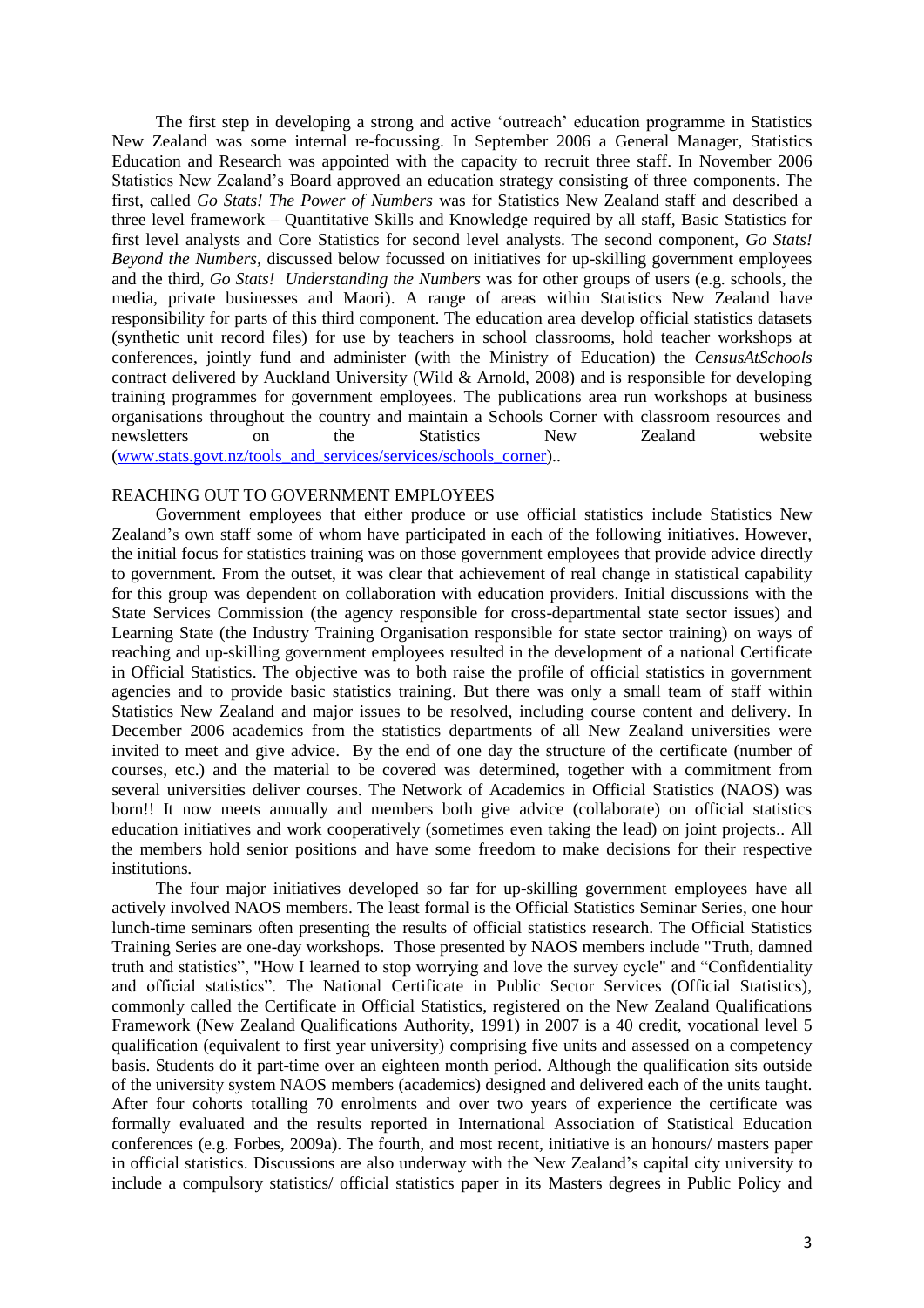The first step in developing a strong and active 'outreach' education programme in Statistics New Zealand was some internal re-focussing. In September 2006 a General Manager, Statistics Education and Research was appointed with the capacity to recruit three staff. In November 2006 Statistics New Zealand's Board approved an education strategy consisting of three components. The first, called *Go Stats! The Power of Numbers* was for Statistics New Zealand staff and described a three level framework – Quantitative Skills and Knowledge required by all staff, Basic Statistics for first level analysts and Core Statistics for second level analysts. The second component, *Go Stats! Beyond the Numbers,* discussed below focussed on initiatives for up-skilling government employees and the third, *Go Stats! Understanding the Numbers* was for other groups of users (e.g. schools, the media, private businesses and Maori). A range of areas within Statistics New Zealand have responsibility for parts of this third component. The education area develop official statistics datasets (synthetic unit record files) for use by teachers in school classrooms, hold teacher workshops at conferences, jointly fund and administer (with the Ministry of Education) the *CensusAtSchools* contract delivered by Auckland University (Wild & Arnold, 2008) and is responsible for developing training programmes for government employees. The publications area run workshops at business organisations throughout the country and maintain a Schools Corner with classroom resources and newsletters on the Statistics New Zealand website (www.stats.govt.nz/tools_and_services/services/schools_corner)..

## REACHING OUT TO GOVERNMENT EMPLOYEES

Government employees that either produce or use official statistics include Statistics New Zealand's own staff some of whom have participated in each of the following initiatives. However, the initial focus for statistics training was on those government employees that provide advice directly to government. From the outset, it was clear that achievement of real change in statistical capability for this group was dependent on collaboration with education providers. Initial discussions with the State Services Commission (the agency responsible for cross-departmental state sector issues) and Learning State (the Industry Training Organisation responsible for state sector training) on ways of reaching and up-skilling government employees resulted in the development of a national Certificate in Official Statistics. The objective was to both raise the profile of official statistics in government agencies and to provide basic statistics training. But there was only a small team of staff within Statistics New Zealand and major issues to be resolved, including course content and delivery. In December 2006 academics from the statistics departments of all New Zealand universities were invited to meet and give advice. By the end of one day the structure of the certificate (number of courses, etc.) and the material to be covered was determined, together with a commitment from several universities deliver courses. The Network of Academics in Official Statistics (NAOS) was born!! It now meets annually and members both give advice (collaborate) on official statistics education initiatives and work cooperatively (sometimes even taking the lead) on joint projects.. All the members hold senior positions and have some freedom to make decisions for their respective institutions.

The four major initiatives developed so far for up-skilling government employees have all actively involved NAOS members. The least formal is the Official Statistics Seminar Series, one hour lunch-time seminars often presenting the results of official statistics research. The Official Statistics Training Series are one-day workshops. Those presented by NAOS members include "Truth, damned truth and statistics", "How I learned to stop worrying and love the survey cycle" and "Confidentiality and official statistics". The National Certificate in Public Sector Services (Official Statistics), commonly called the Certificate in Official Statistics, registered on the New Zealand Qualifications Framework (New Zealand Qualifications Authority, 1991) in 2007 is a 40 credit, vocational level 5 qualification (equivalent to first year university) comprising five units and assessed on a competency basis. Students do it part-time over an eighteen month period. Although the qualification sits outside of the university system NAOS members (academics) designed and delivered each of the units taught. After four cohorts totalling 70 enrolments and over two years of experience the certificate was formally evaluated and the results reported in International Association of Statistical Education conferences (e.g. Forbes, 2009a). The fourth, and most recent, initiative is an honours/ masters paper in official statistics. Discussions are also underway with the New Zealand's capital city university to include a compulsory statistics/ official statistics paper in its Masters degrees in Public Policy and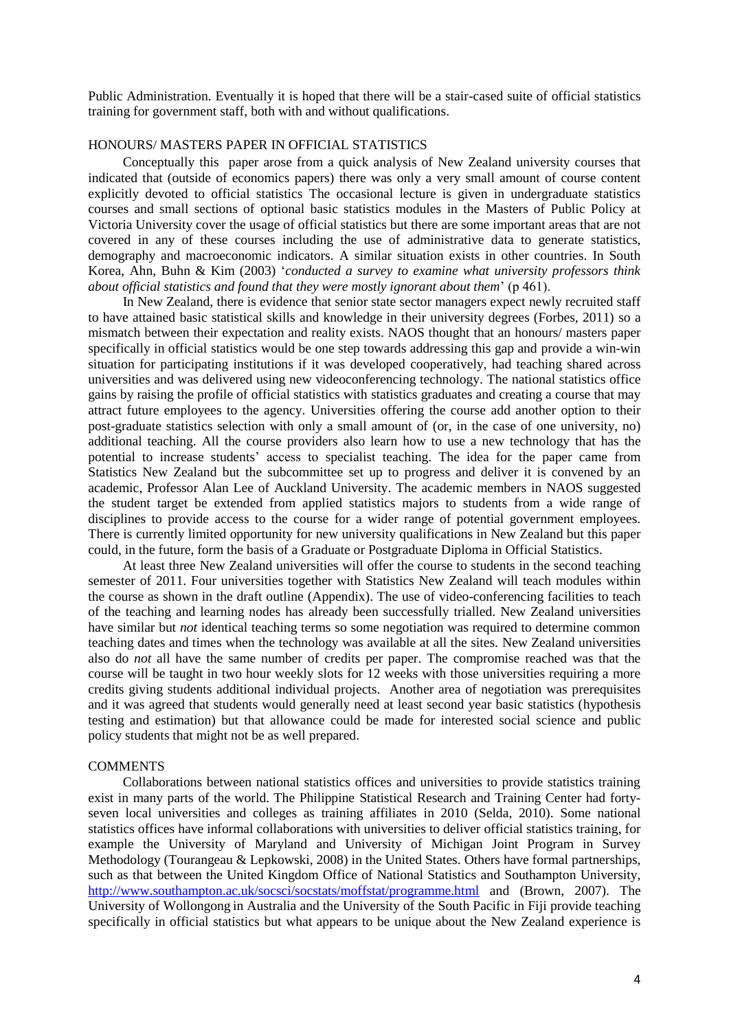Public Administration. Eventually it is hoped that there will be a stair-cased suite of official statistics training for government staff, both with and without qualifications.

## HONOURS/ MASTERS PAPER IN OFFICIAL STATISTICS

Conceptually this paper arose from a quick analysis of New Zealand university courses that indicated that (outside of economics papers) there was only a very small amount of course content explicitly devoted to official statistics The occasional lecture is given in undergraduate statistics courses and small sections of optional basic statistics modules in the Masters of Public Policy at Victoria University cover the usage of official statistics but there are some important areas that are not covered in any of these courses including the use of administrative data to generate statistics, demography and macroeconomic indicators. A similar situation exists in other countries. In South Korea, Ahn, Buhn & Kim (2003) '*conducted a survey to examine what university professors think about official statistics and found that they were mostly ignorant about them*' (p 461).

In New Zealand, there is evidence that senior state sector managers expect newly recruited staff to have attained basic statistical skills and knowledge in their university degrees (Forbes, 2011) so a mismatch between their expectation and reality exists. NAOS thought that an honours/ masters paper specifically in official statistics would be one step towards addressing this gap and provide a win-win situation for participating institutions if it was developed cooperatively, had teaching shared across universities and was delivered using new videoconferencing technology. The national statistics office gains by raising the profile of official statistics with statistics graduates and creating a course that may attract future employees to the agency. Universities offering the course add another option to their post-graduate statistics selection with only a small amount of (or, in the case of one university, no) additional teaching. All the course providers also learn how to use a new technology that has the potential to increase students' access to specialist teaching. The idea for the paper came from Statistics New Zealand but the subcommittee set up to progress and deliver it is convened by an academic, Professor Alan Lee of Auckland University. The academic members in NAOS suggested the student target be extended from applied statistics majors to students from a wide range of disciplines to provide access to the course for a wider range of potential government employees. There is currently limited opportunity for new university qualifications in New Zealand but this paper could, in the future, form the basis of a Graduate or Postgraduate Diploma in Official Statistics.

At least three New Zealand universities will offer the course to students in the second teaching semester of 2011. Four universities together with Statistics New Zealand will teach modules within the course as shown in the draft outline (Appendix). The use of video-conferencing facilities to teach of the teaching and learning nodes has already been successfully trialled. New Zealand universities have similar but *not* identical teaching terms so some negotiation was required to determine common teaching dates and times when the technology was available at all the sites. New Zealand universities also do *not* all have the same number of credits per paper. The compromise reached was that the course will be taught in two hour weekly slots for 12 weeks with those universities requiring a more credits giving students additional individual projects. Another area of negotiation was prerequisites and it was agreed that students would generally need at least second year basic statistics (hypothesis testing and estimation) but that allowance could be made for interested social science and public policy students that might not be as well prepared.

## COMMENTS

Collaborations between national statistics offices and universities to provide statistics training exist in many parts of the world. The Philippine Statistical Research and Training Center had forty-seven local universities and colleges as training affiliates in 2010 (Selda, 2010). Some national statistics offices have informal collaborations with universities to deliver official statistics training, for example the University of Maryland and University of Michigan Joint Program in Survey Methodology (Tourangeau & Lepkowski, 2008) in the United States. Others have formal partnerships, such as that between the United Kingdom Office of National Statistics and Southampton University, http://www.southampton.ac.uk/socsci/socstats/moffstat/programme.html and (Brown, 2007). The University of Wollongong in Australia and the University of the South Pacific in Fiji provide teaching specifically in official statistics but what appears to be unique about the New Zealand experience is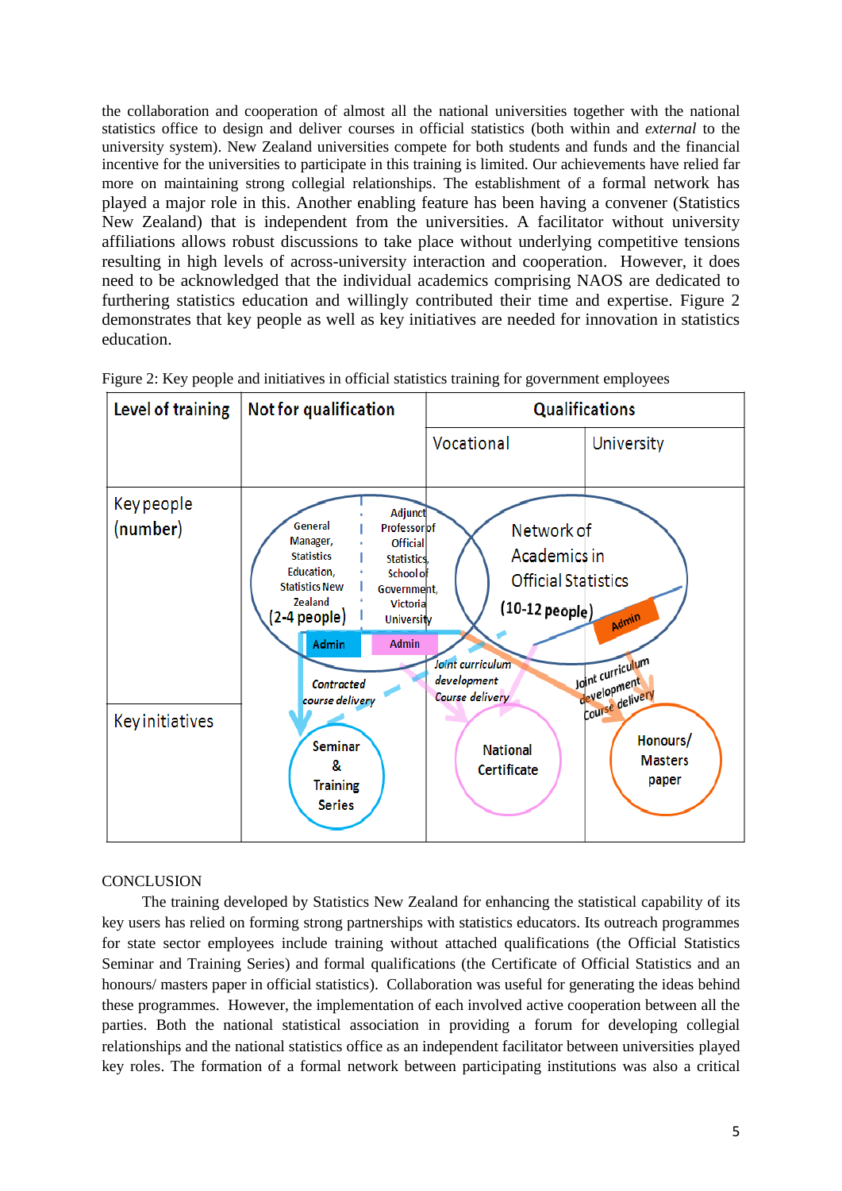the collaboration and cooperation of almost all the national universities together with the national statistics office to design and deliver courses in official statistics (both within and *external* to the university system). New Zealand universities compete for both students and funds and the financial incentive for the universities to participate in this training is limited. Our achievements have relied far more on maintaining strong collegial relationships. The establishment of a formal network has played a major role in this. Another enabling feature has been having a convener (Statistics New Zealand) that is independent from the universities. A facilitator without university affiliations allows robust discussions to take place without underlying competitive tensions resulting in high levels of across-university interaction and cooperation. However, it does need to be acknowledged that the individual academics comprising NAOS are dedicated to furthering statistics education and willingly contributed their time and expertise. Figure 2 demonstrates that key people as well as key initiatives are needed for innovation in statistics education.

Figure 2: Key people and initiatives in official statistics training for government employees

| Level of training | Not for qualification | Qualifications | |
|---|---|---|---|
| | | Vocational | University |
| Key people (number) | General Manager, Statistics Education, Statistics New Zealand (2-4 people) Admin; Adjunct Professor of Official Statistics, School of Government, Victoria University Admin | Network of Academics in Official Statistics (10-12 people) Admin | |
| Key initiatives | *Contracted course delivery* → Seminar & Training Series | *Joint curriculum development Course delivery* → National Certificate | *Joint curriculum development Course delivery* → Honours/ Masters paper |

CONCLUSION

The training developed by Statistics New Zealand for enhancing the statistical capability of its key users has relied on forming strong partnerships with statistics educators. Its outreach programmes for state sector employees include training without attached qualifications (the Official Statistics Seminar and Training Series) and formal qualifications (the Certificate of Official Statistics and an honours/ masters paper in official statistics). Collaboration was useful for generating the ideas behind these programmes. However, the implementation of each involved active cooperation between all the parties. Both the national statistical association in providing a forum for developing collegial relationships and the national statistics office as an independent facilitator between universities played key roles. The formation of a formal network between participating institutions was also a critical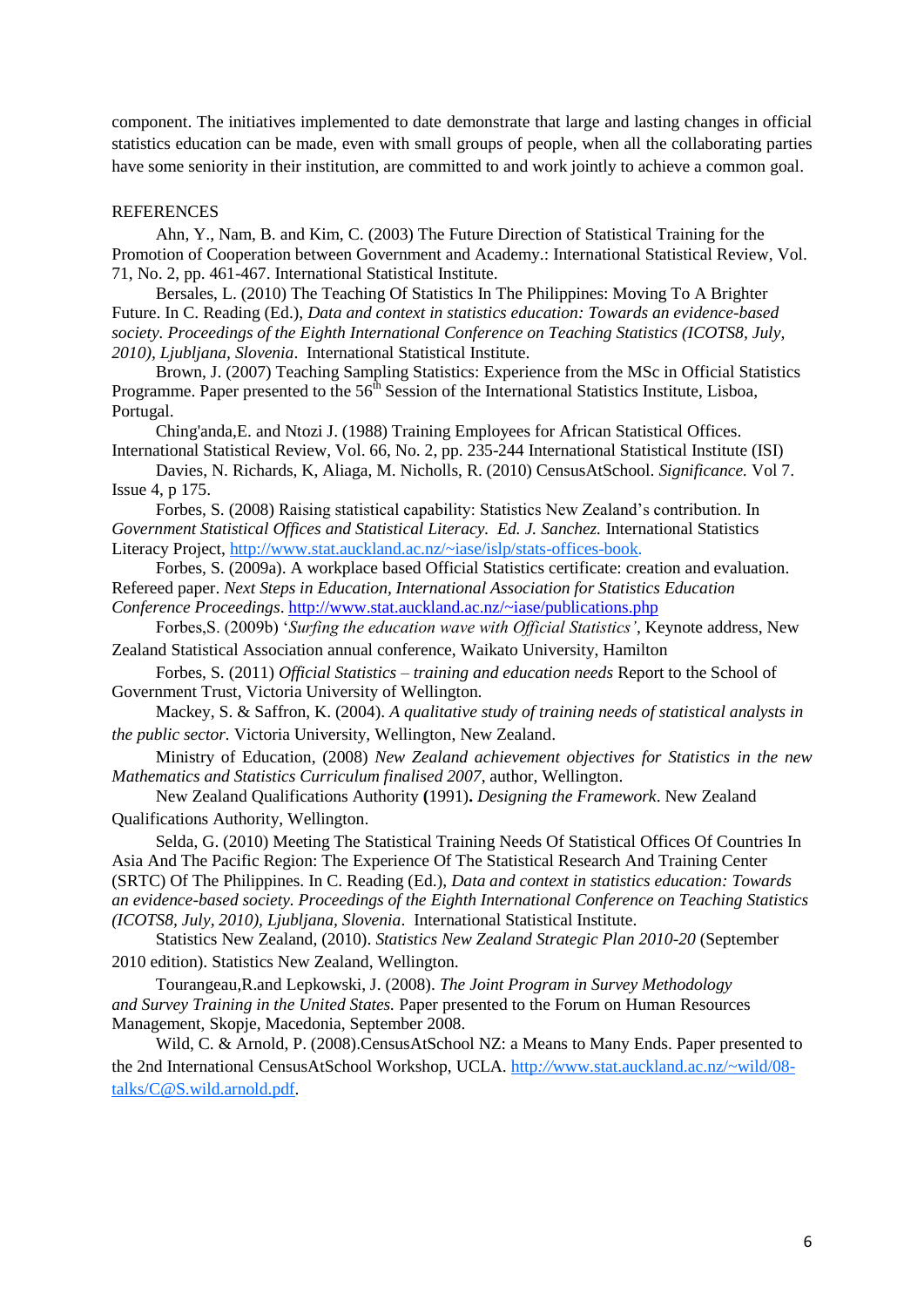component. The initiatives implemented to date demonstrate that large and lasting changes in official statistics education can be made, even with small groups of people, when all the collaborating parties have some seniority in their institution, are committed to and work jointly to achieve a common goal.

## REFERENCES

Ahn, Y., Nam, B. and Kim, C. (2003) The Future Direction of Statistical Training for the Promotion of Cooperation between Government and Academy.: International Statistical Review, Vol. 71, No. 2, pp. 461-467. International Statistical Institute.

Bersales, L. (2010) The Teaching Of Statistics In The Philippines: Moving To A Brighter Future. In C. Reading (Ed.), *Data and context in statistics education: Towards an evidence-based society. Proceedings of the Eighth International Conference on Teaching Statistics (ICOTS8, July, 2010), Ljubljana, Slovenia*. International Statistical Institute.

Brown, J. (2007) Teaching Sampling Statistics: Experience from the MSc in Official Statistics Programme. Paper presented to the 56th Session of the International Statistics Institute, Lisboa, Portugal.

Ching'anda,E. and Ntozi J. (1988) Training Employees for African Statistical Offices. International Statistical Review, Vol. 66, No. 2, pp. 235-244 International Statistical Institute (ISI)

Davies, N. Richards, K, Aliaga, M. Nicholls, R. (2010) CensusAtSchool. *Significance.* Vol 7. Issue 4, p 175.

Forbes, S. (2008) Raising statistical capability: Statistics New Zealand's contribution. In *Government Statistical Offices and Statistical Literacy. Ed. J. Sanchez.* International Statistics Literacy Project, http://www.stat.auckland.ac.nz/~iase/islp/stats-offices-book.

Forbes, S. (2009a). A workplace based Official Statistics certificate: creation and evaluation. Refereed paper. *Next Steps in Education, International Association for Statistics Education Conference Proceedings*. http://www.stat.auckland.ac.nz/~iase/publications.php

Forbes,S. (2009b) '*Surfing the education wave with Official Statistics'*, Keynote address, New Zealand Statistical Association annual conference, Waikato University, Hamilton

Forbes, S. (2011) *Official Statistics – training and education needs* Report to the School of Government Trust, Victoria University of Wellington.

Mackey, S. & Saffron, K. (2004). *A qualitative study of training needs of statistical analysts in the public sector.* Victoria University, Wellington, New Zealand.

Ministry of Education, (2008) *New Zealand achievement objectives for Statistics in the new Mathematics and Statistics Curriculum finalised 2007*, author, Wellington.

New Zealand Qualifications Authority **(**1991)**.** *Designing the Framework*. New Zealand Qualifications Authority, Wellington.

Selda, G. (2010) Meeting The Statistical Training Needs Of Statistical Offices Of Countries In Asia And The Pacific Region: The Experience Of The Statistical Research And Training Center (SRTC) Of The Philippines. In C. Reading (Ed.), *Data and context in statistics education: Towards an evidence-based society. Proceedings of the Eighth International Conference on Teaching Statistics (ICOTS8, July, 2010), Ljubljana, Slovenia*. International Statistical Institute.

Statistics New Zealand, (2010). *Statistics New Zealand Strategic Plan 2010-20* (September 2010 edition). Statistics New Zealand, Wellington.

Tourangeau,R.and Lepkowski, J. (2008). *The Joint Program in Survey Methodology and Survey Training in the United States.* Paper presented to the Forum on Human Resources Management, Skopje, Macedonia, September 2008.

Wild, C. & Arnold, P. (2008).CensusAtSchool NZ: a Means to Many Ends. Paper presented to the 2nd International CensusAtSchool Workshop, UCLA. http://www.stat.auckland.ac.nz/~wild/08-talks/C@S.wild.arnold.pdf.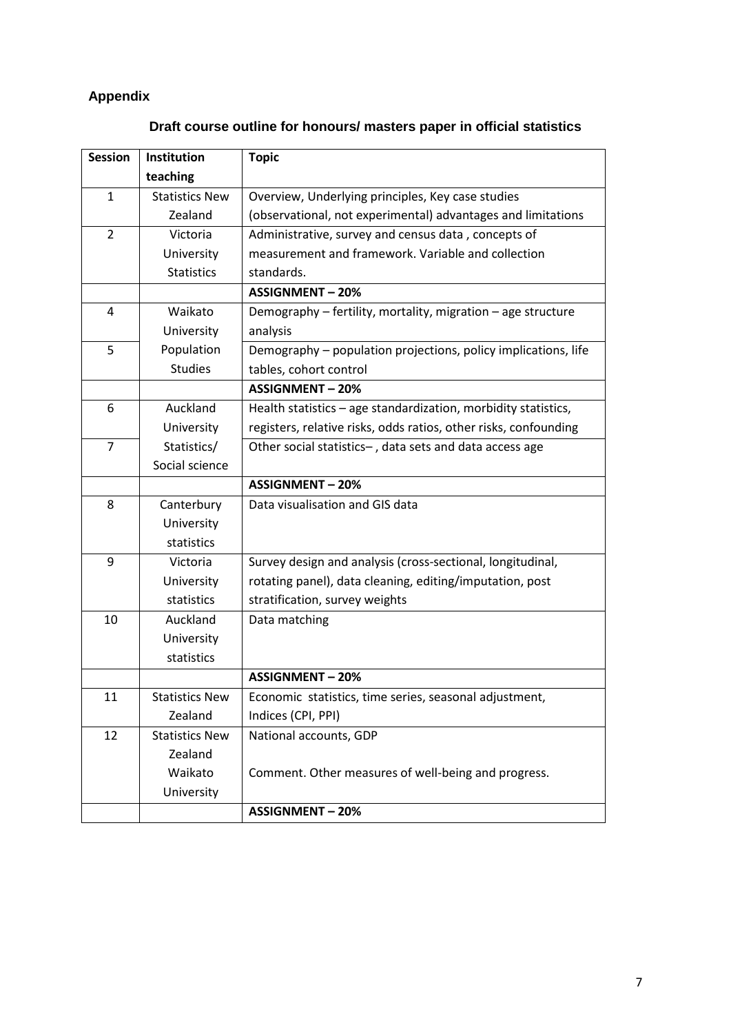## Appendix

### Draft course outline for honours/ masters paper in official statistics

| Session | Institution teaching | Topic |
|---|---|---|
| 1 | Statistics New Zealand | Overview, Underlying principles, Key case studies (observational, not experimental) advantages and limitations |
| 2 | Victoria University Statistics | Administrative, survey and census data , concepts of measurement and framework. Variable and collection standards. |
| | | **ASSIGNMENT – 20%** |
| 4 | Waikato University Population Studies | Demography – fertility, mortality, migration – age structure analysis |
| 5 | | Demography – population projections, policy implications, life tables, cohort control |
| | | **ASSIGNMENT – 20%** |
| 6 | Auckland University Statistics/ Social science | Health statistics – age standardization, morbidity statistics, registers, relative risks, odds ratios, other risks, confounding |
| 7 | | Other social statistics– , data sets and data access age |
| | | **ASSIGNMENT – 20%** |
| 8 | Canterbury University statistics | Data visualisation and GIS data |
| 9 | Victoria University statistics | Survey design and analysis (cross-sectional, longitudinal, rotating panel), data cleaning, editing/imputation, post stratification, survey weights |
| 10 | Auckland University statistics | Data matching |
| | | **ASSIGNMENT – 20%** |
| 11 | Statistics New Zealand | Economic statistics, time series, seasonal adjustment, Indices (CPI, PPI) |
| 12 | Statistics New Zealand<br>Waikato University | National accounts, GDP<br>Comment. Other measures of well-being and progress. |
| | | **ASSIGNMENT – 20%** |